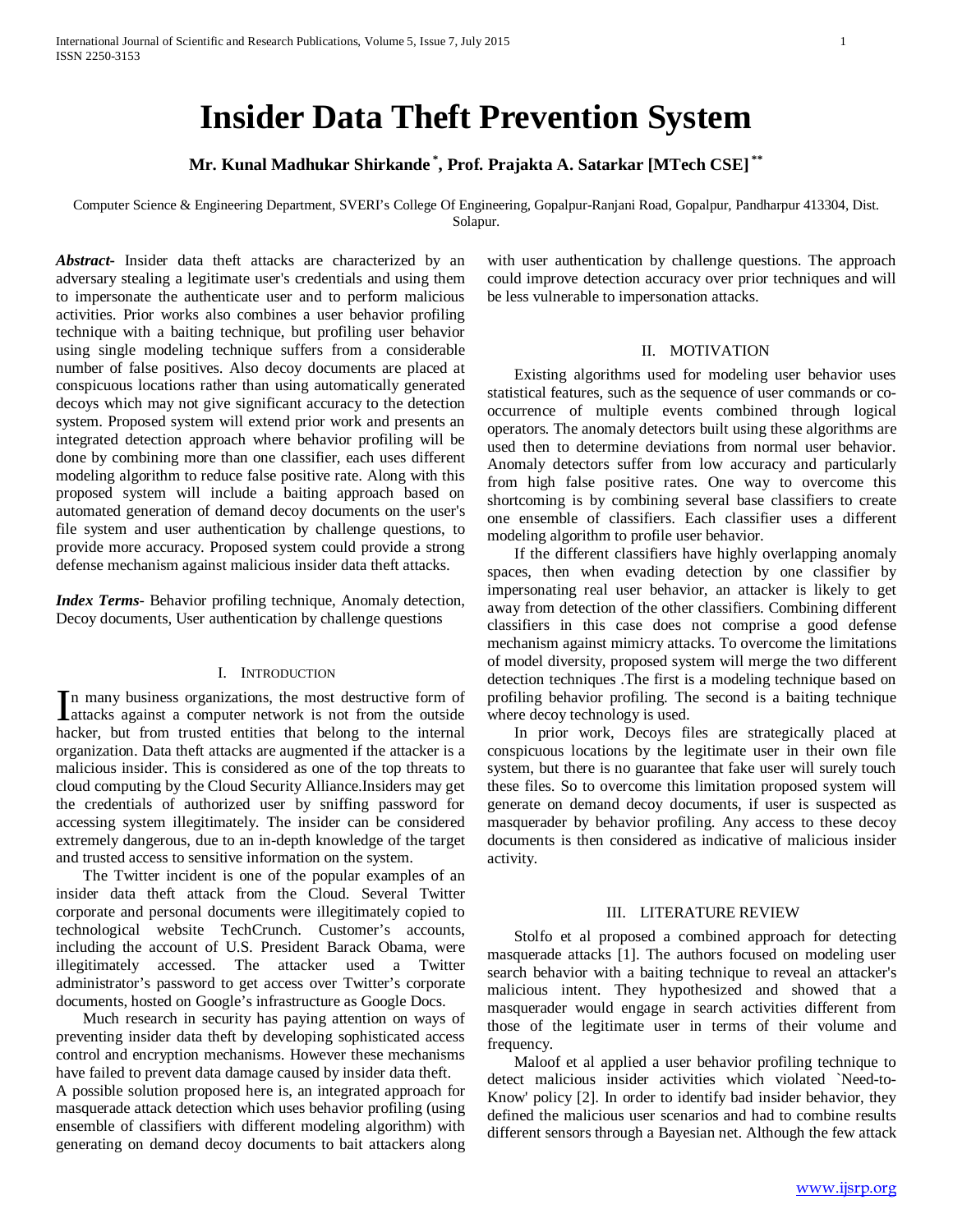# Insider Data Theft Prevention System

**Mr. Kunal Madhukar Shirkande [*], Prof. Prajakta A. Satarkar [MTech CSE] [**]**

Computer Science & Engineering Department, SVERI's College Of Engineering, Gopalpur-Ranjani Road, Gopalpur, Pandharpur 413304, Dist. Solapur.

***Abstract-*** Insider data theft attacks are characterized by an adversary stealing a legitimate user's credentials and using them to impersonate the authenticate user and to perform malicious activities. Prior works also combines a user behavior profiling technique with a baiting technique, but profiling user behavior using single modeling technique suffers from a considerable number of false positives. Also decoy documents are placed at conspicuous locations rather than using automatically generated decoys which may not give significant accuracy to the detection system. Proposed system will extend prior work and presents an integrated detection approach where behavior profiling will be done by combining more than one classifier, each uses different modeling algorithm to reduce false positive rate. Along with this proposed system will include a baiting approach based on automated generation of demand decoy documents on the user's file system and user authentication by challenge questions, to provide more accuracy. Proposed system could provide a strong defense mechanism against malicious insider data theft attacks.

***Index Terms*-** Behavior profiling technique, Anomaly detection, Decoy documents, User authentication by challenge questions

## I. Introduction

In many business organizations, the most destructive form of attacks against a computer network is not from the outside hacker, but from trusted entities that belong to the internal organization. Data theft attacks are augmented if the attacker is a malicious insider. This is considered as one of the top threats to cloud computing by the Cloud Security Alliance.Insiders may get the credentials of authorized user by sniffing password for accessing system illegitimately. The insider can be considered extremely dangerous, due to an in-depth knowledge of the target and trusted access to sensitive information on the system.

The Twitter incident is one of the popular examples of an insider data theft attack from the Cloud. Several Twitter corporate and personal documents were illegitimately copied to technological website TechCrunch. Customer's accounts, including the account of U.S. President Barack Obama, were illegitimately accessed. The attacker used a Twitter administrator's password to get access over Twitter's corporate documents, hosted on Google's infrastructure as Google Docs.

Much research in security has paying attention on ways of preventing insider data theft by developing sophisticated access control and encryption mechanisms. However these mechanisms have failed to prevent data damage caused by insider data theft.

A possible solution proposed here is, an integrated approach for masquerade attack detection which uses behavior profiling (using ensemble of classifiers with different modeling algorithm) with generating on demand decoy documents to bait attackers along with user authentication by challenge questions. The approach could improve detection accuracy over prior techniques and will be less vulnerable to impersonation attacks.

## II. Motivation

Existing algorithms used for modeling user behavior uses statistical features, such as the sequence of user commands or co-occurrence of multiple events combined through logical operators. The anomaly detectors built using these algorithms are used then to determine deviations from normal user behavior. Anomaly detectors suffer from low accuracy and particularly from high false positive rates. One way to overcome this shortcoming is by combining several base classifiers to create one ensemble of classifiers. Each classifier uses a different modeling algorithm to profile user behavior.

If the different classifiers have highly overlapping anomaly spaces, then when evading detection by one classifier by impersonating real user behavior, an attacker is likely to get away from detection of the other classifiers. Combining different classifiers in this case does not comprise a good defense mechanism against mimicry attacks. To overcome the limitations of model diversity, proposed system will merge the two different detection techniques .The first is a modeling technique based on profiling behavior profiling. The second is a baiting technique where decoy technology is used.

In prior work, Decoys files are strategically placed at conspicuous locations by the legitimate user in their own file system, but there is no guarantee that fake user will surely touch these files. So to overcome this limitation proposed system will generate on demand decoy documents, if user is suspected as masquerader by behavior profiling. Any access to these decoy documents is then considered as indicative of malicious insider activity.

## III. Literature Review

Stolfo et al proposed a combined approach for detecting masquerade attacks [1]. The authors focused on modeling user search behavior with a baiting technique to reveal an attacker's malicious intent. They hypothesized and showed that a masquerader would engage in search activities different from those of the legitimate user in terms of their volume and frequency.

Maloof et al applied a user behavior profiling technique to detect malicious insider activities which violated `Need-to-Know' policy [2]. In order to identify bad insider behavior, they defined the malicious user scenarios and had to combine results different sensors through a Bayesian net. Although the few attack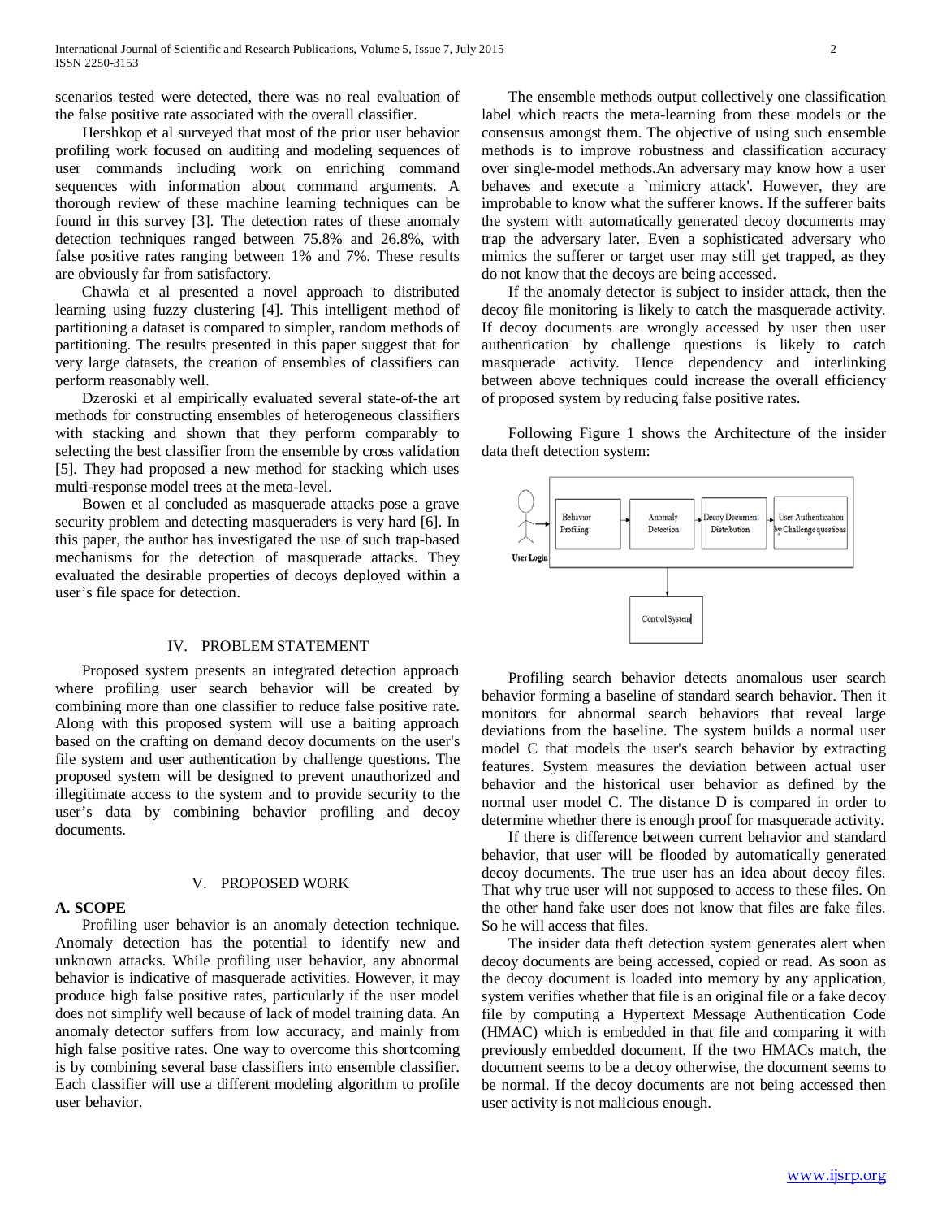scenarios tested were detected, there was no real evaluation of the false positive rate associated with the overall classifier.

Hershkop et al surveyed that most of the prior user behavior profiling work focused on auditing and modeling sequences of user commands including work on enriching command sequences with information about command arguments. A thorough review of these machine learning techniques can be found in this survey [3]. The detection rates of these anomaly detection techniques ranged between 75.8% and 26.8%, with false positive rates ranging between 1% and 7%. These results are obviously far from satisfactory.

Chawla et al presented a novel approach to distributed learning using fuzzy clustering [4]. This intelligent method of partitioning a dataset is compared to simpler, random methods of partitioning. The results presented in this paper suggest that for very large datasets, the creation of ensembles of classifiers can perform reasonably well.

Dzeroski et al empirically evaluated several state-of-the art methods for constructing ensembles of heterogeneous classifiers with stacking and shown that they perform comparably to selecting the best classifier from the ensemble by cross validation [5]. They had proposed a new method for stacking which uses multi-response model trees at the meta-level.

Bowen et al concluded as masquerade attacks pose a grave security problem and detecting masqueraders is very hard [6]. In this paper, the author has investigated the use of such trap-based mechanisms for the detection of masquerade attacks. They evaluated the desirable properties of decoys deployed within a user's file space for detection.

## IV. PROBLEM STATEMENT

Proposed system presents an integrated detection approach where profiling user search behavior will be created by combining more than one classifier to reduce false positive rate. Along with this proposed system will use a baiting approach based on the crafting on demand decoy documents on the user's file system and user authentication by challenge questions. The proposed system will be designed to prevent unauthorized and illegitimate access to the system and to provide security to the user's data by combining behavior profiling and decoy documents.

## V. PROPOSED WORK

### A. SCOPE

Profiling user behavior is an anomaly detection technique. Anomaly detection has the potential to identify new and unknown attacks. While profiling user behavior, any abnormal behavior is indicative of masquerade activities. However, it may produce high false positive rates, particularly if the user model does not simplify well because of lack of model training data. An anomaly detector suffers from low accuracy, and mainly from high false positive rates. One way to overcome this shortcoming is by combining several base classifiers into ensemble classifier. Each classifier will use a different modeling algorithm to profile user behavior.

The ensemble methods output collectively one classification label which reacts the meta-learning from these models or the consensus amongst them. The objective of using such ensemble methods is to improve robustness and classification accuracy over single-model methods.An adversary may know how a user behaves and execute a `mimicry attack'. However, they are improbable to know what the sufferer knows. If the sufferer baits the system with automatically generated decoy documents may trap the adversary later. Even a sophisticated adversary who mimics the sufferer or target user may still get trapped, as they do not know that the decoys are being accessed.

If the anomaly detector is subject to insider attack, then the decoy file monitoring is likely to catch the masquerade activity. If decoy documents are wrongly accessed by user then user authentication by challenge questions is likely to catch masquerade activity. Hence dependency and interlinking between above techniques could increase the overall efficiency of proposed system by reducing false positive rates.

Following Figure 1 shows the Architecture of the insider data theft detection system:

User Login → Behavior Profiling → Anomaly Detection → Decoy Document Distribution → User Authentication by Challenge questions

Control System

Profiling search behavior detects anomalous user search behavior forming a baseline of standard search behavior. Then it monitors for abnormal search behaviors that reveal large deviations from the baseline. The system builds a normal user model C that models the user's search behavior by extracting features. System measures the deviation between actual user behavior and the historical user behavior as defined by the normal user model C. The distance D is compared in order to determine whether there is enough proof for masquerade activity.

If there is difference between current behavior and standard behavior, that user will be flooded by automatically generated decoy documents. The true user has an idea about decoy files. That why true user will not supposed to access to these files. On the other hand fake user does not know that files are fake files. So he will access that files.

The insider data theft detection system generates alert when decoy documents are being accessed, copied or read. As soon as the decoy document is loaded into memory by any application, system verifies whether that file is an original file or a fake decoy file by computing a Hypertext Message Authentication Code (HMAC) which is embedded in that file and comparing it with previously embedded document. If the two HMACs match, the document seems to be a decoy otherwise, the document seems to be normal. If the decoy documents are not being accessed then user activity is not malicious enough.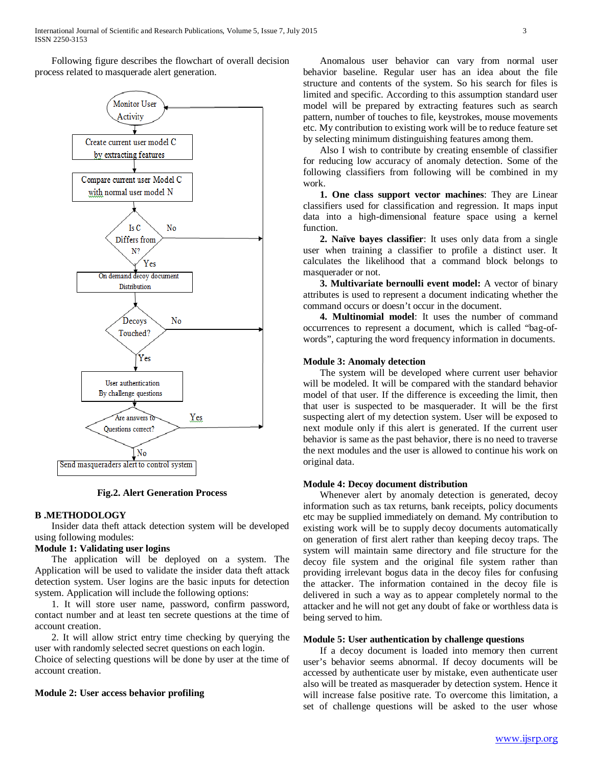Following figure describes the flowchart of overall decision process related to masquerade alert generation.

Monitor User Activity

Create current user model C by extracting features

Compare current user Model C with normal user model N

Is C Differs from N? — No / Yes

On demand decoy document Distribution

Decoys Touched? — No / Yes

User authentication By challenge questions

Are answers to Questions correct? — Yes / No

Send masqueraders alert to control system

**Fig.2. Alert Generation Process**

## B .METHODOLOGY

Insider data theft attack detection system will be developed using following modules:

**Module 1: Validating user logins**

The application will be deployed on a system. The Application will be used to validate the insider data theft attack detection system. User logins are the basic inputs for detection system. Application will include the following options:

1. It will store user name, password, confirm password, contact number and at least ten secrete questions at the time of account creation.

2. It will allow strict entry time checking by querying the user with randomly selected secret questions on each login. Choice of selecting questions will be done by user at the time of account creation.

**Module 2: User access behavior profiling**

Anomalous user behavior can vary from normal user behavior baseline. Regular user has an idea about the file structure and contents of the system. So his search for files is limited and specific. According to this assumption standard user model will be prepared by extracting features such as search pattern, number of touches to file, keystrokes, mouse movements etc. My contribution to existing work will be to reduce feature set by selecting minimum distinguishing features among them.

Also I wish to contribute by creating ensemble of classifier for reducing low accuracy of anomaly detection. Some of the following classifiers from following will be combined in my work.

**1. One class support vector machines**: They are Linear classifiers used for classification and regression. It maps input data into a high-dimensional feature space using a kernel function.

**2. Naïve bayes classifier**: It uses only data from a single user when training a classifier to profile a distinct user. It calculates the likelihood that a command block belongs to masquerader or not.

**3. Multivariate bernoulli event model:** A vector of binary attributes is used to represent a document indicating whether the command occurs or doesn't occur in the document.

**4. Multinomial model**: It uses the number of command occurrences to represent a document, which is called "bag-of-words", capturing the word frequency information in documents.

**Module 3: Anomaly detection**

The system will be developed where current user behavior will be modeled. It will be compared with the standard behavior model of that user. If the difference is exceeding the limit, then that user is suspected to be masquerader. It will be the first suspecting alert of my detection system. User will be exposed to next module only if this alert is generated. If the current user behavior is same as the past behavior, there is no need to traverse the next modules and the user is allowed to continue his work on original data.

**Module 4: Decoy document distribution**

Whenever alert by anomaly detection is generated, decoy information such as tax returns, bank receipts, policy documents etc may be supplied immediately on demand. My contribution to existing work will be to supply decoy documents automatically on generation of first alert rather than keeping decoy traps. The system will maintain same directory and file structure for the decoy file system and the original file system rather than providing irrelevant bogus data in the decoy files for confusing the attacker. The information contained in the decoy file is delivered in such a way as to appear completely normal to the attacker and he will not get any doubt of fake or worthless data is being served to him.

**Module 5: User authentication by challenge questions**

If a decoy document is loaded into memory then current user's behavior seems abnormal. If decoy documents will be accessed by authenticate user by mistake, even authenticate user also will be treated as masquerader by detection system. Hence it will increase false positive rate. To overcome this limitation, a set of challenge questions will be asked to the user whose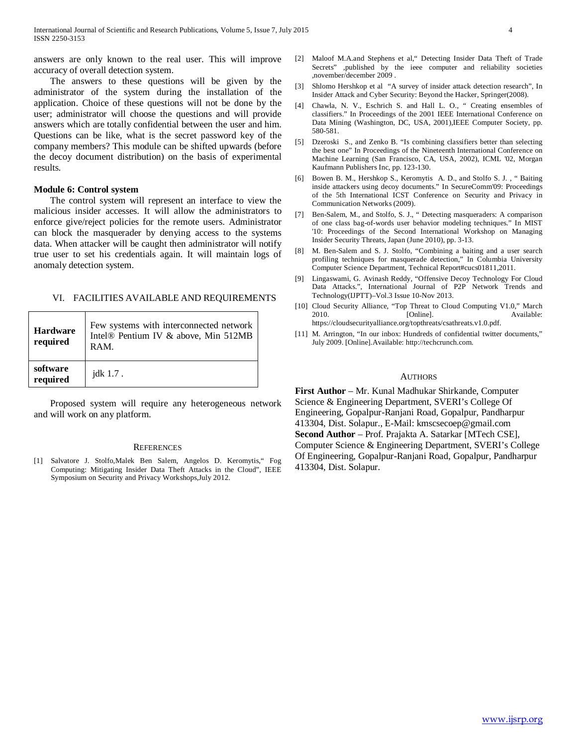answers are only known to the real user. This will improve accuracy of overall detection system.

The answers to these questions will be given by the administrator of the system during the installation of the application. Choice of these questions will not be done by the user; administrator will choose the questions and will provide answers which are totally confidential between the user and him. Questions can be like, what is the secret password key of the company members? This module can be shifted upwards (before the decoy document distribution) on the basis of experimental results.

**Module 6: Control system**

The control system will represent an interface to view the malicious insider accesses. It will allow the administrators to enforce give/reject policies for the remote users. Administrator can block the masquerader by denying access to the systems data. When attacker will be caught then administrator will notify true user to set his credentials again. It will maintain logs of anomaly detection system.

## VI. Facilities Available and Requirements

| | |
|---|---|
| **Hardware required** | Few systems with interconnected network Intel® Pentium IV & above, Min 512MB RAM. |
| **software required** | jdk 1.7 . |

Proposed system will require any heterogeneous network and will work on any platform.

## References

[1] Salvatore J. Stolfo,Malek Ben Salem, Angelos D. Keromytis,“ Fog Computing: Mitigating Insider Data Theft Attacks in the Cloud”, IEEE Symposium on Security and Privacy Workshops,July 2012.

[2] Maloof M.A.and Stephens et al,“ Detecting Insider Data Theft of Trade Secrets” ,published by the ieee computer and reliability societies ,november/december 2009 .

[3] Shlomo Hershkop et al “A survey of insider attack detection research”, In Insider Attack and Cyber Security: Beyond the Hacker, Springer(2008).

[4] Chawla, N. V., Eschrich S. and Hall L. O., “ Creating ensembles of classifiers.” In Proceedings of the 2001 IEEE International Conference on Data Mining (Washington, DC, USA, 2001),IEEE Computer Society, pp. 580-581.

[5] Dzeroski S., and Zenko B. “Is combining classifiers better than selecting the best one” In Proceedings of the Nineteenth International Conference on Machine Learning (San Francisco, CA, USA, 2002), ICML '02, Morgan Kaufmann Publishers Inc, pp. 123-130.

[6] Bowen B. M., Hershkop S., Keromytis A. D., and Stolfo S. J. , “ Baiting inside attackers using decoy documents.” In SecureComm'09: Proceedings of the 5th International ICST Conference on Security and Privacy in Communication Networks (2009).

[7] Ben-Salem, M., and Stolfo, S. J., “ Detecting masqueraders: A comparison of one class bag-of-words user behavior modeling techniques.” In MIST '10: Proceedings of the Second International Workshop on Managing Insider Security Threats, Japan (June 2010), pp. 3-13.

[8] M. Ben-Salem and S. J. Stolfo, “Combining a baiting and a user search profiling techniques for masquerade detection,” In Columbia University Computer Science Department, Technical Report#cucs01811,2011.

[9] Lingaswami, G. Avinash Reddy, “Offensive Decoy Technology For Cloud Data Attacks.”, International Journal of P2P Network Trends and Technology(IJPTT)–Vol.3 Issue 10-Nov 2013.

[10] Cloud Security Alliance, “Top Threat to Cloud Computing V1.0,” March 2010. [Online]. Available: https://cloudsecurityalliance.org/topthreats/csathreats.v1.0.pdf.

[11] M. Arrington, “In our inbox: Hundreds of confidential twitter documents,” July 2009. [Online].Available: http://techcrunch.com.

## Authors

**First Author** – Mr. Kunal Madhukar Shirkande, Computer Science & Engineering Department, SVERI’s College Of Engineering, Gopalpur-Ranjani Road, Gopalpur, Pandharpur 413304, Dist. Solapur., E-Mail: kmscsecoep@gmail.com

**Second Author** – Prof. Prajakta A. Satarkar [MTech CSE], Computer Science & Engineering Department, SVERI’s College Of Engineering, Gopalpur-Ranjani Road, Gopalpur, Pandharpur 413304, Dist. Solapur.